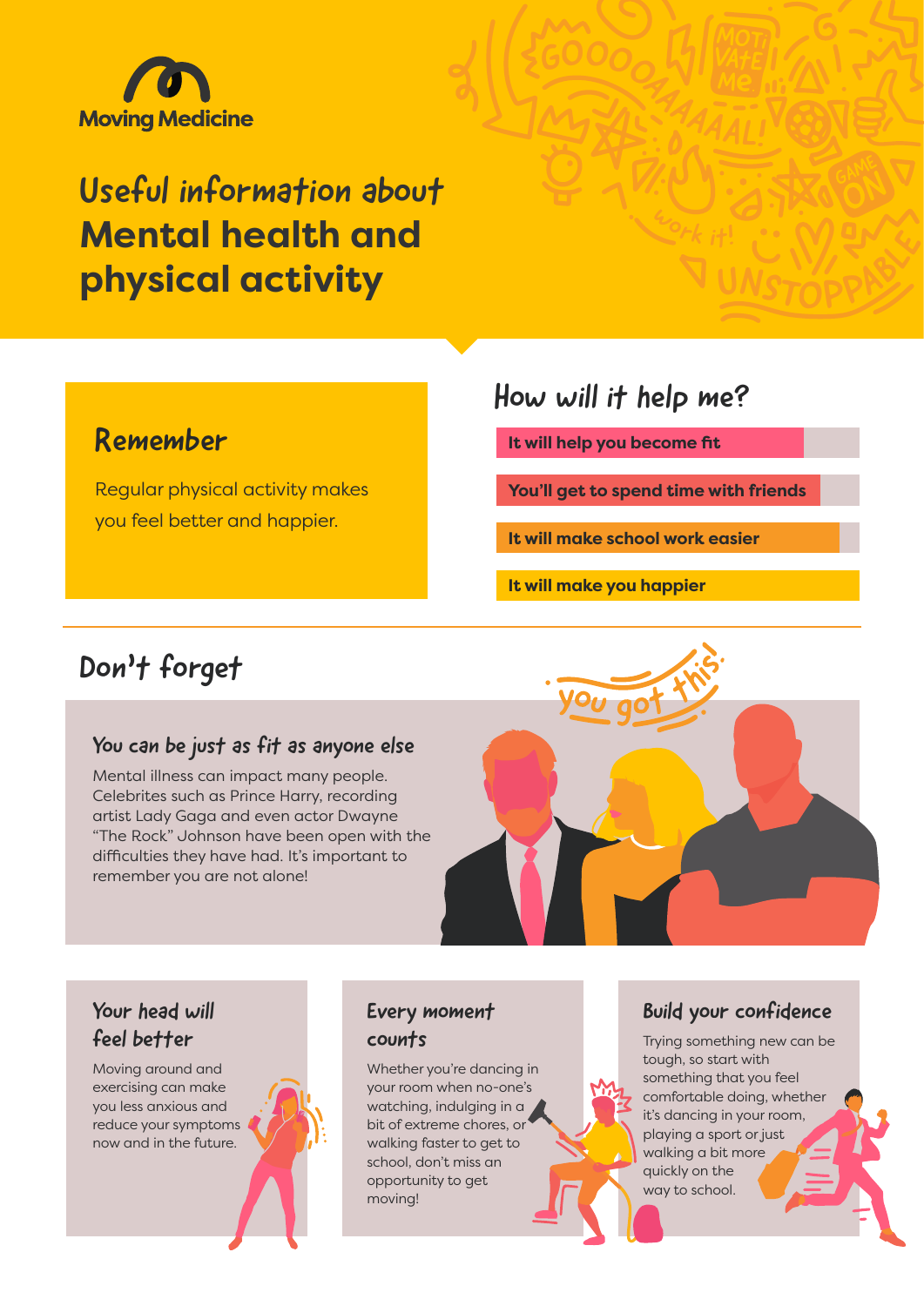Moving Medicine

# Useful information about Mental health and physical activity

## Remember

Regular physical activity makes you feel better and happier.

## How will it help me?

- **It will help you become fit**
- **You'll get to spend time with friends**
- **It will make school work easier**
- **It will make you happier**

## Don't forget

### You can be just as fit as anyone else

Mental illness can impact many people. Celebrites such as Prince Harry, recording artist Lady Gaga and even actor Dwayne "The Rock" Johnson have been open with the difficulties they have had. It's important to remember you are not alone!

### Your head will feel better

Moving around and exercising can make you less anxious and reduce your symptoms now and in the future.

### Every moment counts

Whether you're dancing in your room when no-one's watching, indulging in a bit of extreme chores, or walking faster to get to school, don't miss an opportunity to get moving!

### Build your confidence

Trying something new can be tough, so start with something that you feel comfortable doing, whether it's dancing in your room, playing a sport or just walking a bit more quickly on the way to school.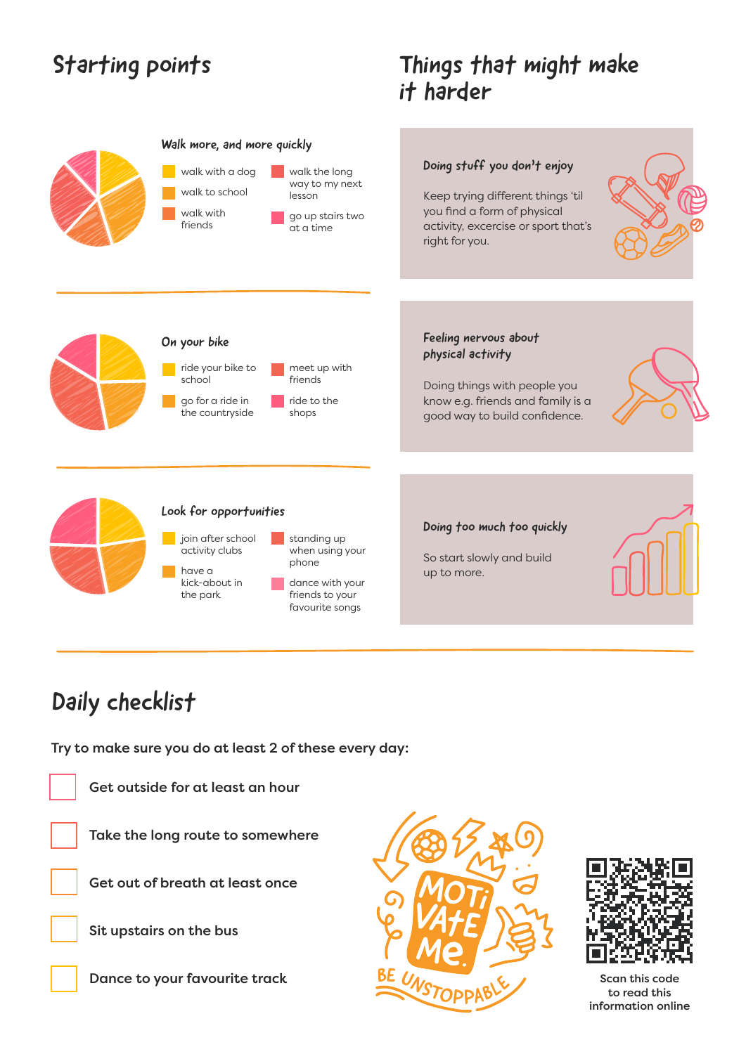## Starting points

### Walk more, and more quickly

- walk with a dog
- walk to school
- walk with friends
- walk the long way to my next lesson
- go up stairs two at a time

### On your bike

- ride your bike to school
- go for a ride in the countryside
- meet up with friends
- ride to the shops

### Look for opportunities

- join after school activity clubs
- have a kick-about in the park
- standing up when using your phone
- dance with your friends to your favourite songs

## Things that might make it harder

### Doing stuff you don't enjoy

Keep trying different things 'til you find a form of physical activity, excercise or sport that's right for you.

### Feeling nervous about physical activity

Doing things with people you know e.g. friends and family is a good way to build confidence.

### Doing too much too quickly

So start slowly and build up to more.

## Daily checklist

**Try to make sure you do at least 2 of these every day:**

- [ ] Get outside for at least an hour
- [ ] Take the long route to somewhere
- [ ] Get out of breath at least once
- [ ] Sit upstairs on the bus
- [ ] Dance to your favourite track

MOTIVATE Me.

BE UNSTOPPABLE

Scan this code to read this information online